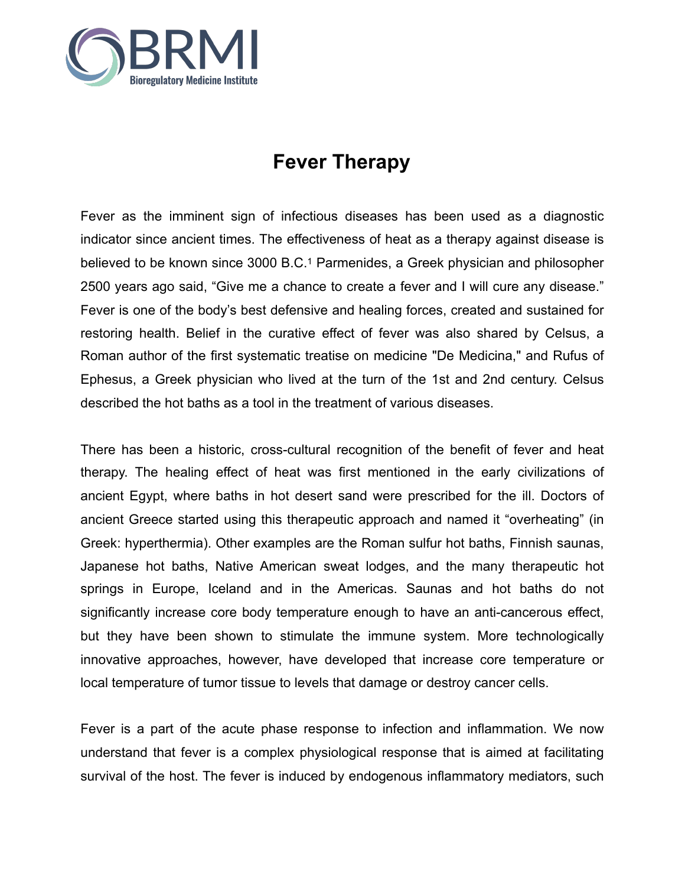# Fever Therapy

Fever as the imminent sign of infectious diseases has been used as a diagnostic indicator since ancient times. The effectiveness of heat as a therapy against disease is believed to be known since 3000 B.C.[1] Parmenides, a Greek physician and philosopher 2500 years ago said, "Give me a chance to create a fever and I will cure any disease." Fever is one of the body's best defensive and healing forces, created and sustained for restoring health. Belief in the curative effect of fever was also shared by Celsus, a Roman author of the first systematic treatise on medicine "De Medicina," and Rufus of Ephesus, a Greek physician who lived at the turn of the 1st and 2nd century. Celsus described the hot baths as a tool in the treatment of various diseases.

There has been a historic, cross-cultural recognition of the benefit of fever and heat therapy. The healing effect of heat was first mentioned in the early civilizations of ancient Egypt, where baths in hot desert sand were prescribed for the ill. Doctors of ancient Greece started using this therapeutic approach and named it "overheating" (in Greek: hyperthermia). Other examples are the Roman sulfur hot baths, Finnish saunas, Japanese hot baths, Native American sweat lodges, and the many therapeutic hot springs in Europe, Iceland and in the Americas. Saunas and hot baths do not significantly increase core body temperature enough to have an anti-cancerous effect, but they have been shown to stimulate the immune system. More technologically innovative approaches, however, have developed that increase core temperature or local temperature of tumor tissue to levels that damage or destroy cancer cells.

Fever is a part of the acute phase response to infection and inflammation. We now understand that fever is a complex physiological response that is aimed at facilitating survival of the host. The fever is induced by endogenous inflammatory mediators, such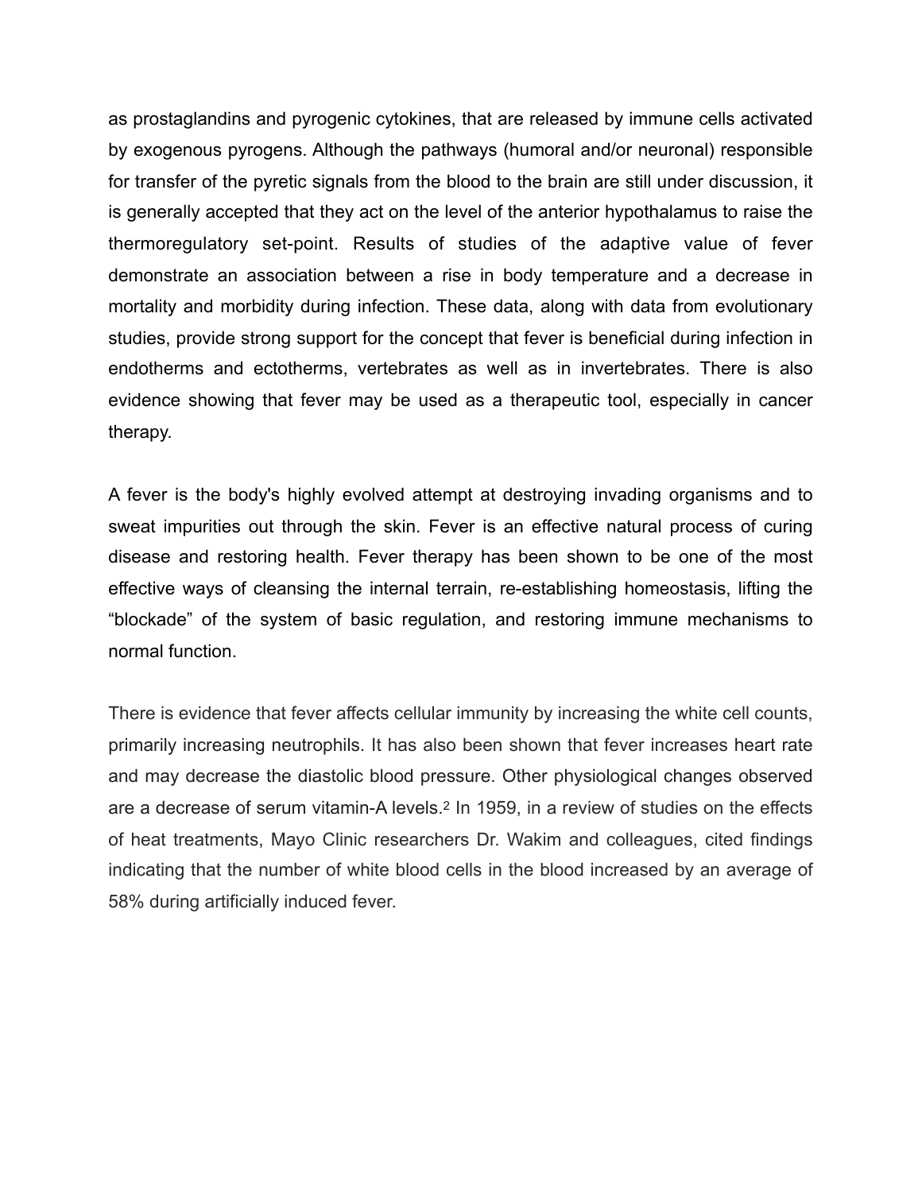as prostaglandins and pyrogenic cytokines, that are released by immune cells activated by exogenous pyrogens. Although the pathways (humoral and/or neuronal) responsible for transfer of the pyretic signals from the blood to the brain are still under discussion, it is generally accepted that they act on the level of the anterior hypothalamus to raise the thermoregulatory set-point. Results of studies of the adaptive value of fever demonstrate an association between a rise in body temperature and a decrease in mortality and morbidity during infection. These data, along with data from evolutionary studies, provide strong support for the concept that fever is beneficial during infection in endotherms and ectotherms, vertebrates as well as in invertebrates. There is also evidence showing that fever may be used as a therapeutic tool, especially in cancer therapy.

A fever is the body's highly evolved attempt at destroying invading organisms and to sweat impurities out through the skin. Fever is an effective natural process of curing disease and restoring health. Fever therapy has been shown to be one of the most effective ways of cleansing the internal terrain, re-establishing homeostasis, lifting the “blockade” of the system of basic regulation, and restoring immune mechanisms to normal function.

There is evidence that fever affects cellular immunity by increasing the white cell counts, primarily increasing neutrophils. It has also been shown that fever increases heart rate and may decrease the diastolic blood pressure. Other physiological changes observed are a decrease of serum vitamin-A levels.[2] In 1959, in a review of studies on the effects of heat treatments, Mayo Clinic researchers Dr. Wakim and colleagues, cited findings indicating that the number of white blood cells in the blood increased by an average of 58% during artificially induced fever.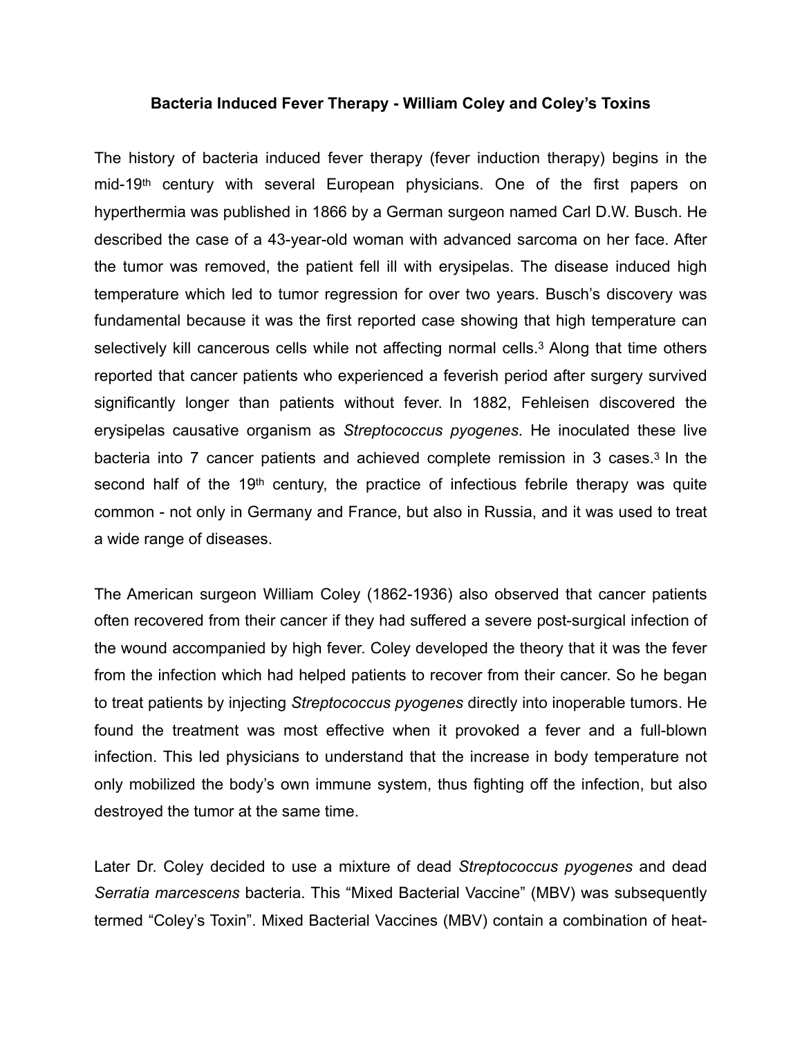**Bacteria Induced Fever Therapy - William Coley and Coley's Toxins**

The history of bacteria induced fever therapy (fever induction therapy) begins in the mid-19th century with several European physicians. One of the first papers on hyperthermia was published in 1866 by a German surgeon named Carl D.W. Busch. He described the case of a 43-year-old woman with advanced sarcoma on her face. After the tumor was removed, the patient fell ill with erysipelas. The disease induced high temperature which led to tumor regression for over two years. Busch's discovery was fundamental because it was the first reported case showing that high temperature can selectively kill cancerous cells while not affecting normal cells.[3] Along that time others reported that cancer patients who experienced a feverish period after surgery survived significantly longer than patients without fever. In 1882, Fehleisen discovered the erysipelas causative organism as *Streptococcus pyogenes*. He inoculated these live bacteria into 7 cancer patients and achieved complete remission in 3 cases.[3] In the second half of the 19th century, the practice of infectious febrile therapy was quite common - not only in Germany and France, but also in Russia, and it was used to treat a wide range of diseases.

The American surgeon William Coley (1862-1936) also observed that cancer patients often recovered from their cancer if they had suffered a severe post-surgical infection of the wound accompanied by high fever. Coley developed the theory that it was the fever from the infection which had helped patients to recover from their cancer. So he began to treat patients by injecting *Streptococcus pyogenes* directly into inoperable tumors. He found the treatment was most effective when it provoked a fever and a full-blown infection. This led physicians to understand that the increase in body temperature not only mobilized the body's own immune system, thus fighting off the infection, but also destroyed the tumor at the same time.

Later Dr. Coley decided to use a mixture of dead *Streptococcus pyogenes* and dead *Serratia marcescens* bacteria. This "Mixed Bacterial Vaccine" (MBV) was subsequently termed "Coley's Toxin". Mixed Bacterial Vaccines (MBV) contain a combination of heat-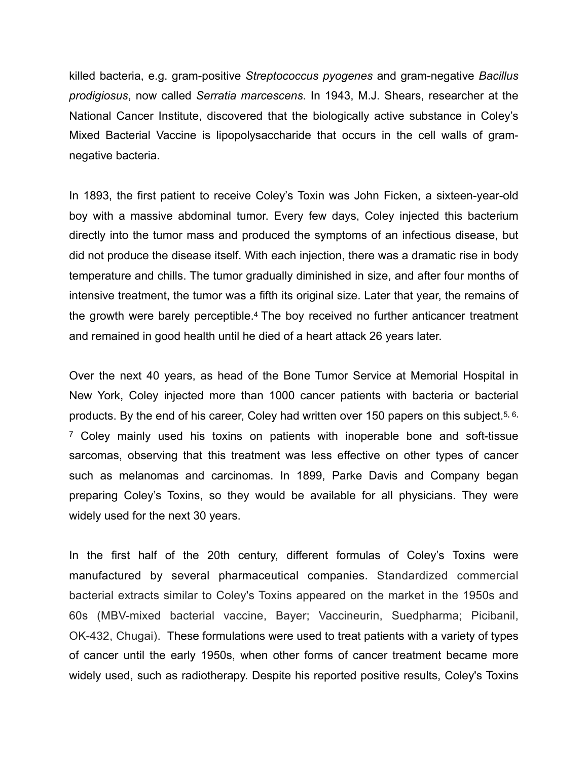killed bacteria, e.g. gram-positive *Streptococcus pyogenes* and gram-negative *Bacillus prodigiosus*, now called *Serratia marcescens*. In 1943, M.J. Shears, researcher at the National Cancer Institute, discovered that the biologically active substance in Coley's Mixed Bacterial Vaccine is lipopolysaccharide that occurs in the cell walls of gram-negative bacteria.

In 1893, the first patient to receive Coley's Toxin was John Ficken, a sixteen-year-old boy with a massive abdominal tumor. Every few days, Coley injected this bacterium directly into the tumor mass and produced the symptoms of an infectious disease, but did not produce the disease itself. With each injection, there was a dramatic rise in body temperature and chills. The tumor gradually diminished in size, and after four months of intensive treatment, the tumor was a fifth its original size. Later that year, the remains of the growth were barely perceptible.[4] The boy received no further anticancer treatment and remained in good health until he died of a heart attack 26 years later.

Over the next 40 years, as head of the Bone Tumor Service at Memorial Hospital in New York, Coley injected more than 1000 cancer patients with bacteria or bacterial products. By the end of his career, Coley had written over 150 papers on this subject.[5, 6, 7] Coley mainly used his toxins on patients with inoperable bone and soft-tissue sarcomas, observing that this treatment was less effective on other types of cancer such as melanomas and carcinomas. In 1899, Parke Davis and Company began preparing Coley's Toxins, so they would be available for all physicians. They were widely used for the next 30 years.

In the first half of the 20th century, different formulas of Coley's Toxins were manufactured by several pharmaceutical companies. Standardized commercial bacterial extracts similar to Coley's Toxins appeared on the market in the 1950s and 60s (MBV-mixed bacterial vaccine, Bayer; Vaccineurin, Suedpharma; Picibanil, OK-432, Chugai). These formulations were used to treat patients with a variety of types of cancer until the early 1950s, when other forms of cancer treatment became more widely used, such as radiotherapy. Despite his reported positive results, Coley's Toxins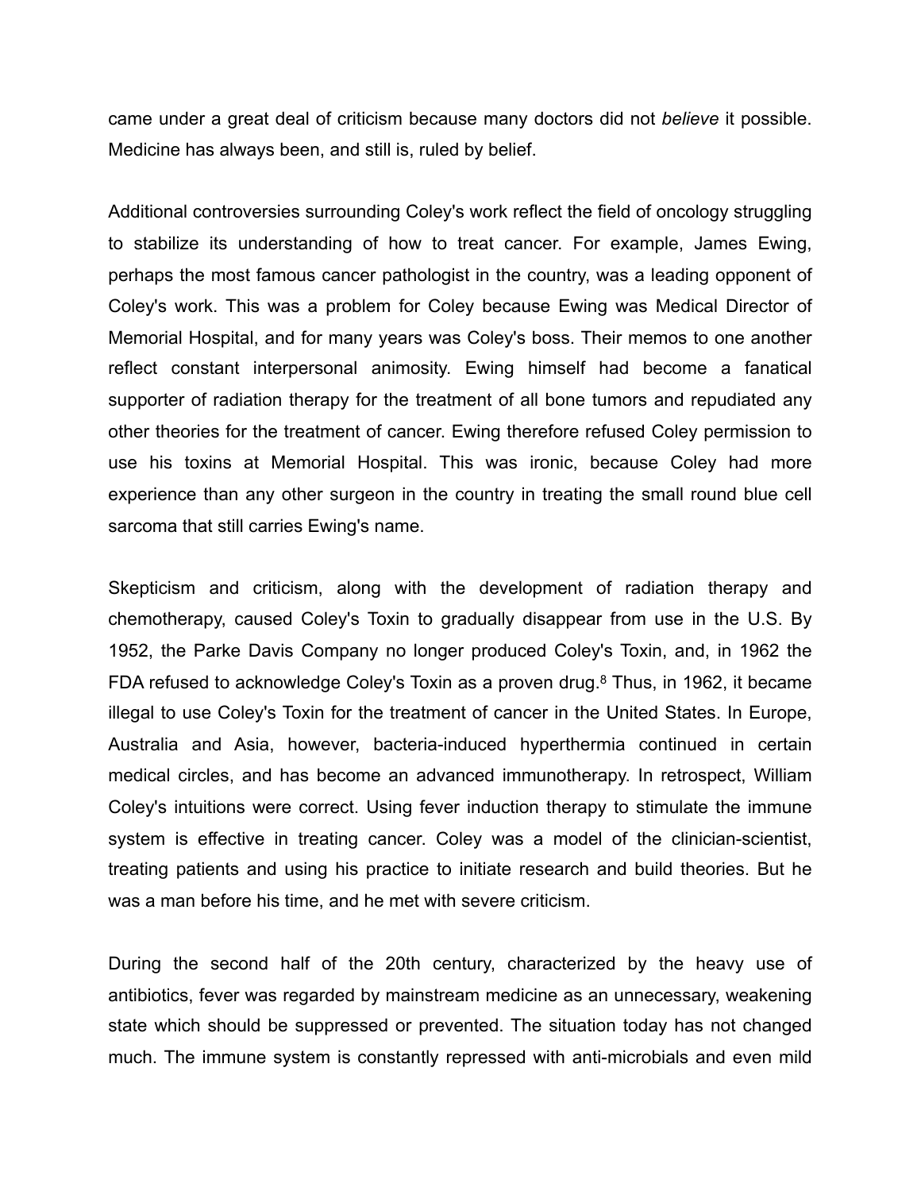came under a great deal of criticism because many doctors did not *believe* it possible. Medicine has always been, and still is, ruled by belief.

Additional controversies surrounding Coley's work reflect the field of oncology struggling to stabilize its understanding of how to treat cancer. For example, James Ewing, perhaps the most famous cancer pathologist in the country, was a leading opponent of Coley's work. This was a problem for Coley because Ewing was Medical Director of Memorial Hospital, and for many years was Coley's boss. Their memos to one another reflect constant interpersonal animosity. Ewing himself had become a fanatical supporter of radiation therapy for the treatment of all bone tumors and repudiated any other theories for the treatment of cancer. Ewing therefore refused Coley permission to use his toxins at Memorial Hospital. This was ironic, because Coley had more experience than any other surgeon in the country in treating the small round blue cell sarcoma that still carries Ewing's name.

Skepticism and criticism, along with the development of radiation therapy and chemotherapy, caused Coley's Toxin to gradually disappear from use in the U.S. By 1952, the Parke Davis Company no longer produced Coley's Toxin, and, in 1962 the FDA refused to acknowledge Coley's Toxin as a proven drug.[8] Thus, in 1962, it became illegal to use Coley's Toxin for the treatment of cancer in the United States. In Europe, Australia and Asia, however, bacteria-induced hyperthermia continued in certain medical circles, and has become an advanced immunotherapy. In retrospect, William Coley's intuitions were correct. Using fever induction therapy to stimulate the immune system is effective in treating cancer. Coley was a model of the clinician-scientist, treating patients and using his practice to initiate research and build theories. But he was a man before his time, and he met with severe criticism.

During the second half of the 20th century, characterized by the heavy use of antibiotics, fever was regarded by mainstream medicine as an unnecessary, weakening state which should be suppressed or prevented. The situation today has not changed much. The immune system is constantly repressed with anti-microbials and even mild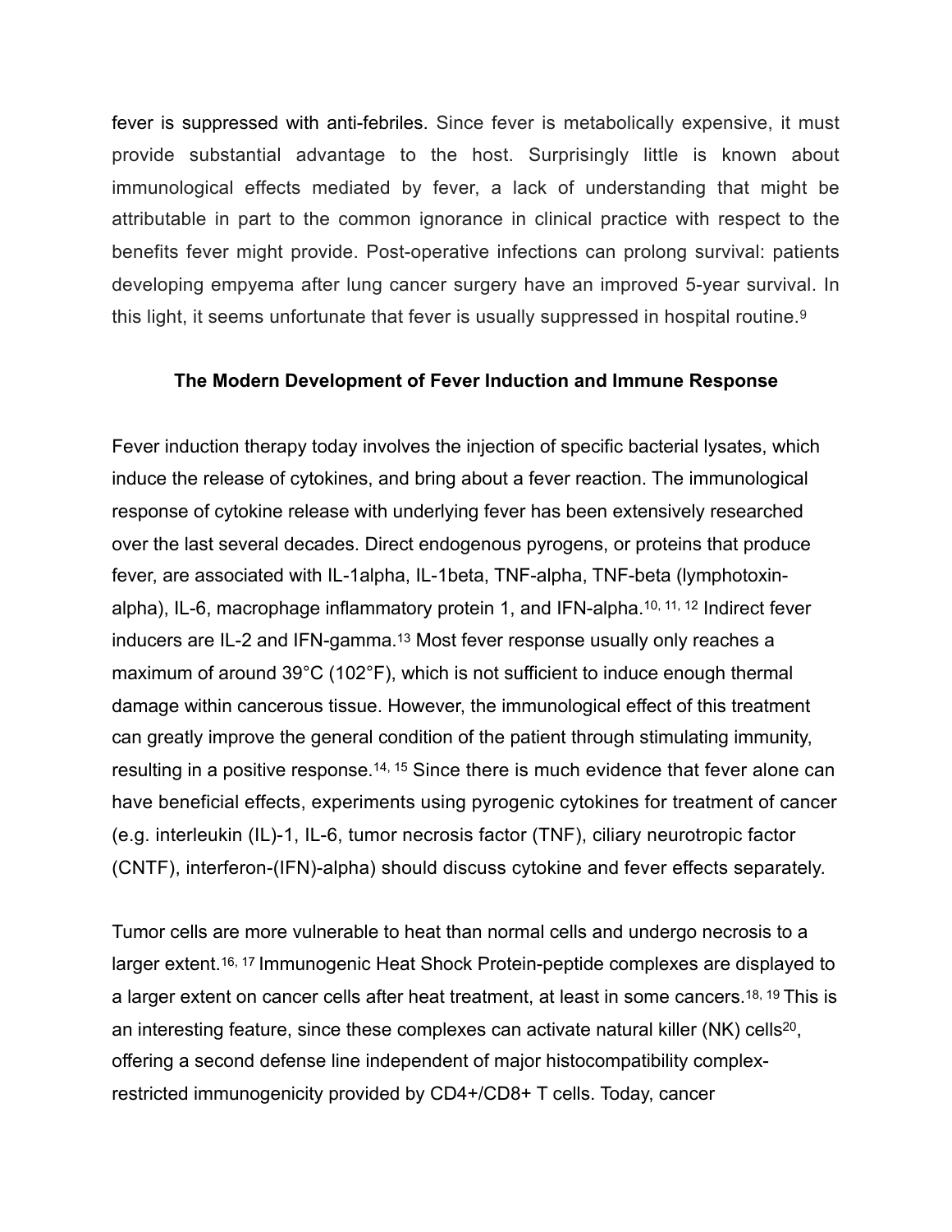fever is suppressed with anti-febriles. Since fever is metabolically expensive, it must provide substantial advantage to the host. Surprisingly little is known about immunological effects mediated by fever, a lack of understanding that might be attributable in part to the common ignorance in clinical practice with respect to the benefits fever might provide. Post-operative infections can prolong survival: patients developing empyema after lung cancer surgery have an improved 5-year survival. In this light, it seems unfortunate that fever is usually suppressed in hospital routine.[9]

### The Modern Development of Fever Induction and Immune Response

Fever induction therapy today involves the injection of specific bacterial lysates, which induce the release of cytokines, and bring about a fever reaction. The immunological response of cytokine release with underlying fever has been extensively researched over the last several decades. Direct endogenous pyrogens, or proteins that produce fever, are associated with IL-1alpha, IL-1beta, TNF-alpha, TNF-beta (lymphotoxin-alpha), IL-6, macrophage inflammatory protein 1, and IFN-alpha.[10, 11, 12] Indirect fever inducers are IL-2 and IFN-gamma.[13] Most fever response usually only reaches a maximum of around 39°C (102°F), which is not sufficient to induce enough thermal damage within cancerous tissue. However, the immunological effect of this treatment can greatly improve the general condition of the patient through stimulating immunity, resulting in a positive response.[14, 15] Since there is much evidence that fever alone can have beneficial effects, experiments using pyrogenic cytokines for treatment of cancer (e.g. interleukin (IL)-1, IL-6, tumor necrosis factor (TNF), ciliary neurotropic factor (CNTF), interferon-(IFN)-alpha) should discuss cytokine and fever effects separately.

Tumor cells are more vulnerable to heat than normal cells and undergo necrosis to a larger extent.[16, 17] Immunogenic Heat Shock Protein-peptide complexes are displayed to a larger extent on cancer cells after heat treatment, at least in some cancers.[18, 19] This is an interesting feature, since these complexes can activate natural killer (NK) cells[20], offering a second defense line independent of major histocompatibility complex-restricted immunogenicity provided by CD4+/CD8+ T cells. Today, cancer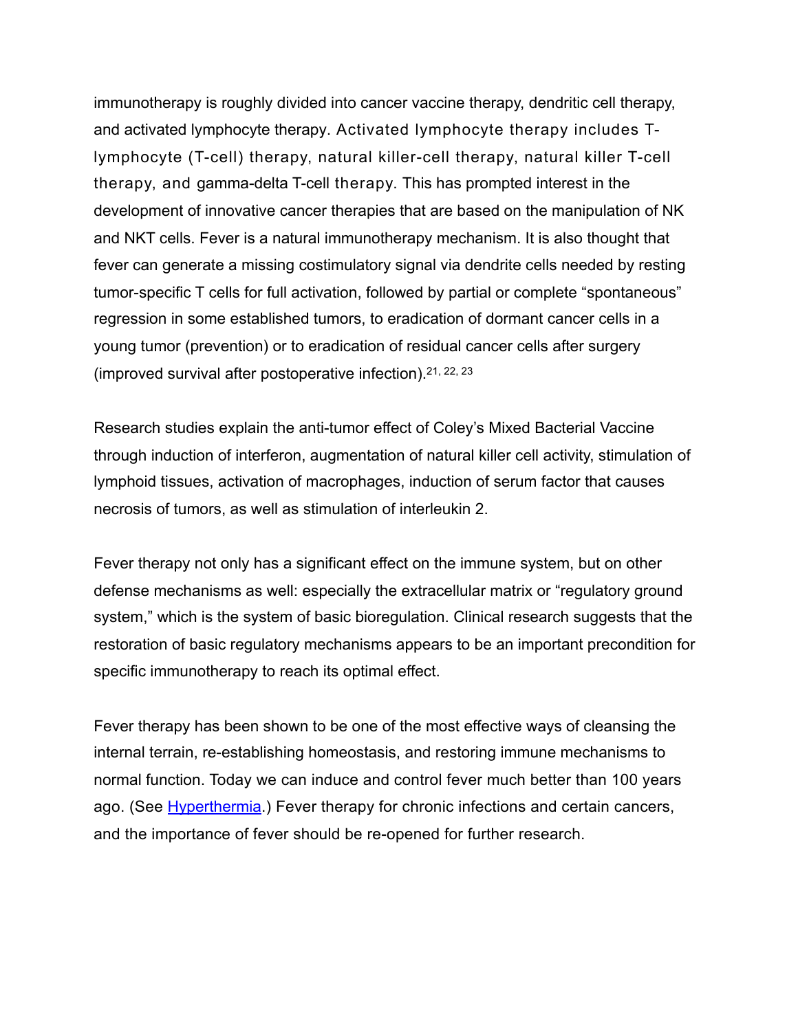immunotherapy is roughly divided into cancer vaccine therapy, dendritic cell therapy, and activated lymphocyte therapy. Activated lymphocyte therapy includes T-lymphocyte (T-cell) therapy, natural killer-cell therapy, natural killer T-cell therapy, and gamma-delta T-cell therapy. This has prompted interest in the development of innovative cancer therapies that are based on the manipulation of NK and NKT cells. Fever is a natural immunotherapy mechanism. It is also thought that fever can generate a missing costimulatory signal via dendrite cells needed by resting tumor-specific T cells for full activation, followed by partial or complete "spontaneous" regression in some established tumors, to eradication of dormant cancer cells in a young tumor (prevention) or to eradication of residual cancer cells after surgery (improved survival after postoperative infection).[21, 22, 23]

Research studies explain the anti-tumor effect of Coley's Mixed Bacterial Vaccine through induction of interferon, augmentation of natural killer cell activity, stimulation of lymphoid tissues, activation of macrophages, induction of serum factor that causes necrosis of tumors, as well as stimulation of interleukin 2.

Fever therapy not only has a significant effect on the immune system, but on other defense mechanisms as well: especially the extracellular matrix or "regulatory ground system," which is the system of basic bioregulation. Clinical research suggests that the restoration of basic regulatory mechanisms appears to be an important precondition for specific immunotherapy to reach its optimal effect.

Fever therapy has been shown to be one of the most effective ways of cleansing the internal terrain, re-establishing homeostasis, and restoring immune mechanisms to normal function. Today we can induce and control fever much better than 100 years ago. (See [Hyperthermia](#).) Fever therapy for chronic infections and certain cancers, and the importance of fever should be re-opened for further research.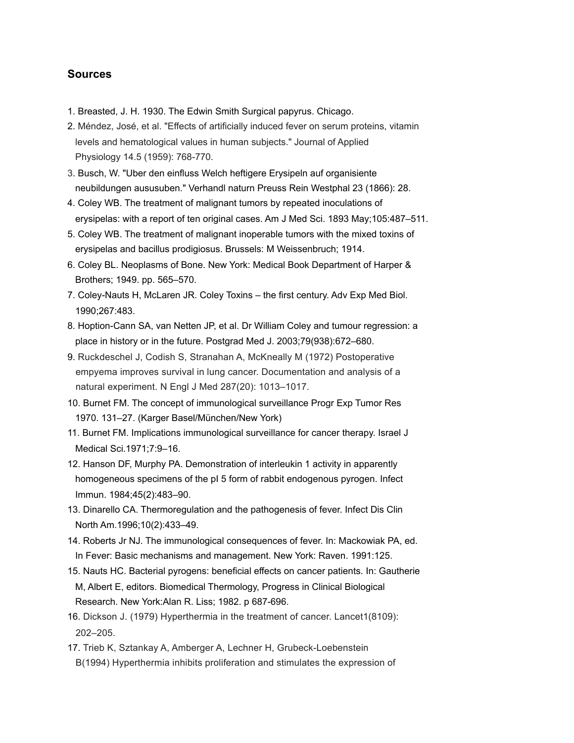## Sources

1. Breasted, J. H. 1930. The Edwin Smith Surgical papyrus. Chicago.
2. Méndez, José, et al. "Effects of artificially induced fever on serum proteins, vitamin levels and hematological values in human subjects." Journal of Applied Physiology 14.5 (1959): 768-770.
3. Busch, W. "Uber den einfluss Welch heftigere Erysipeln auf organisiente neubildungen aususuben." Verhandl naturn Preuss Rein Westphal 23 (1866): 28.
4. Coley WB. The treatment of malignant tumors by repeated inoculations of erysipelas: with a report of ten original cases. Am J Med Sci. 1893 May;105:487–511.
5. Coley WB. The treatment of malignant inoperable tumors with the mixed toxins of erysipelas and bacillus prodigiosus. Brussels: M Weissenbruch; 1914.
6. Coley BL. Neoplasms of Bone. New York: Medical Book Department of Harper & Brothers; 1949. pp. 565–570.
7. Coley-Nauts H, McLaren JR. Coley Toxins – the first century. Adv Exp Med Biol. 1990;267:483.
8. Hoption-Cann SA, van Netten JP, et al. Dr William Coley and tumour regression: a place in history or in the future. Postgrad Med J. 2003;79(938):672–680.
9. Ruckdeschel J, Codish S, Stranahan A, McKneally M (1972) Postoperative empyema improves survival in lung cancer. Documentation and analysis of a natural experiment. N Engl J Med 287(20): 1013–1017.
10. Burnet FM. The concept of immunological surveillance Progr Exp Tumor Res 1970. 131–27. (Karger Basel/München/New York)
11. Burnet FM. Implications immunological surveillance for cancer therapy. Israel J Medical Sci.1971;7:9–16.
12. Hanson DF, Murphy PA. Demonstration of interleukin 1 activity in apparently homogeneous specimens of the pI 5 form of rabbit endogenous pyrogen. Infect Immun. 1984;45(2):483–90.
13. Dinarello CA. Thermoregulation and the pathogenesis of fever. Infect Dis Clin North Am.1996;10(2):433–49.
14. Roberts Jr NJ. The immunological consequences of fever. In: Mackowiak PA, ed. In Fever: Basic mechanisms and management. New York: Raven. 1991:125.
15. Nauts HC. Bacterial pyrogens: beneficial effects on cancer patients. In: Gautherie M, Albert E, editors. Biomedical Thermology, Progress in Clinical Biological Research. New York:Alan R. Liss; 1982. p 687-696.
16. Dickson J. (1979) Hyperthermia in the treatment of cancer. Lancet1(8109): 202–205.
17. Trieb K, Sztankay A, Amberger A, Lechner H, Grubeck-Loebenstein B(1994) Hyperthermia inhibits proliferation and stimulates the expression of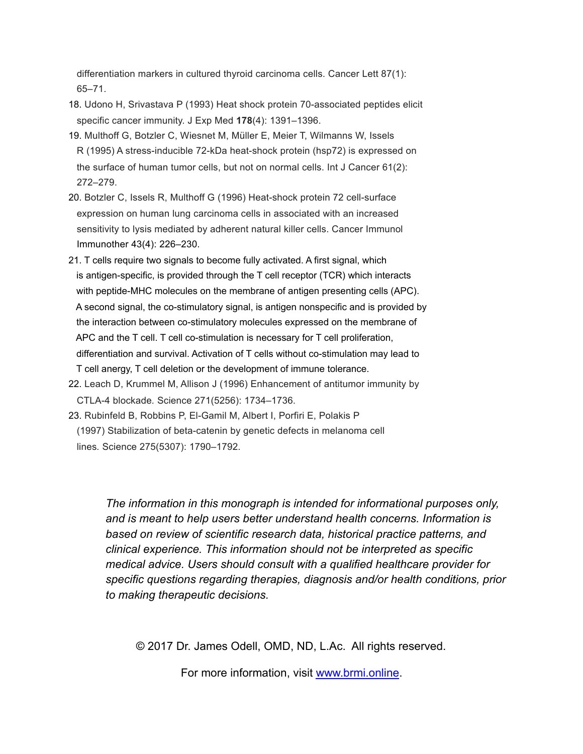differentiation markers in cultured thyroid carcinoma cells. Cancer Lett 87(1): 65–71.

18. Udono H, Srivastava P (1993) Heat shock protein 70-associated peptides elicit specific cancer immunity. J Exp Med **178**(4): 1391–1396.
19. Multhoff G, Botzler C, Wiesnet M, Müller E, Meier T, Wilmanns W, Issels R (1995) A stress-inducible 72-kDa heat-shock protein (hsp72) is expressed on the surface of human tumor cells, but not on normal cells. Int J Cancer 61(2): 272–279.
20. Botzler C, Issels R, Multhoff G (1996) Heat-shock protein 72 cell-surface expression on human lung carcinoma cells in associated with an increased sensitivity to lysis mediated by adherent natural killer cells. Cancer Immunol Immunother 43(4): 226–230.
21. T cells require two signals to become fully activated. A first signal, which is antigen-specific, is provided through the T cell receptor (TCR) which interacts with peptide-MHC molecules on the membrane of antigen presenting cells (APC). A second signal, the co-stimulatory signal, is antigen nonspecific and is provided by the interaction between co-stimulatory molecules expressed on the membrane of APC and the T cell. T cell co-stimulation is necessary for T cell proliferation, differentiation and survival. Activation of T cells without co-stimulation may lead to T cell anergy, T cell deletion or the development of immune tolerance.
22. Leach D, Krummel M, Allison J (1996) Enhancement of antitumor immunity by CTLA-4 blockade. Science 271(5256): 1734–1736.
23. Rubinfeld B, Robbins P, El-Gamil M, Albert I, Porfiri E, Polakis P (1997) Stabilization of beta-catenin by genetic defects in melanoma cell lines. Science 275(5307): 1790–1792.

*The information in this monograph is intended for informational purposes only, and is meant to help users better understand health concerns. Information is based on review of scientific research data, historical practice patterns, and clinical experience. This information should not be interpreted as specific medical advice. Users should consult with a qualified healthcare provider for specific questions regarding therapies, diagnosis and/or health conditions, prior to making therapeutic decisions.*

© 2017 Dr. James Odell, OMD, ND, L.Ac. All rights reserved.

For more information, visit [www.brmi.online](http://www.brmi.online).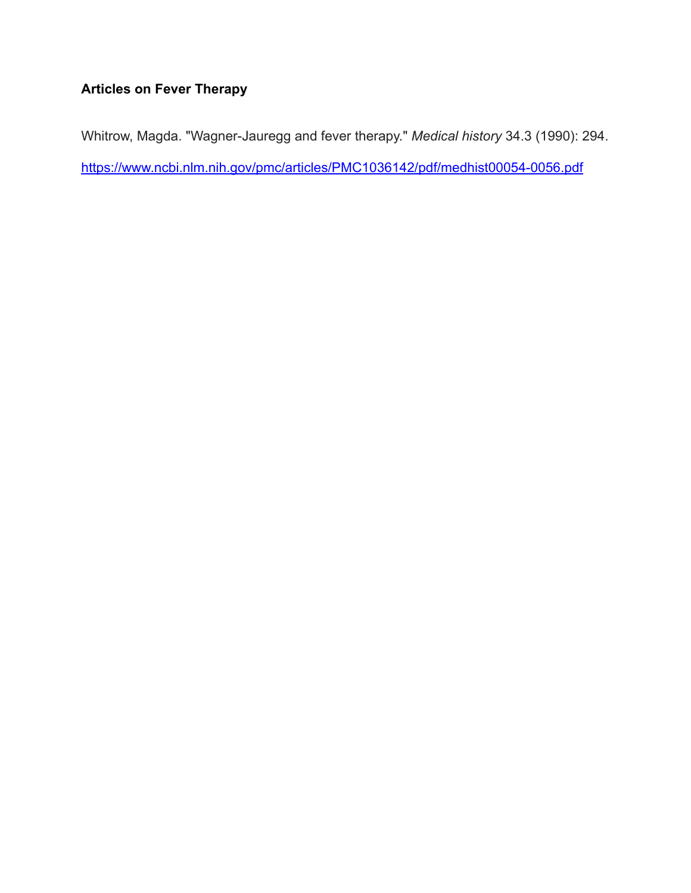## Articles on Fever Therapy

Whitrow, Magda. "Wagner-Jauregg and fever therapy." *Medical history* 34.3 (1990): 294.

https://www.ncbi.nlm.nih.gov/pmc/articles/PMC1036142/pdf/medhist00054-0056.pdf